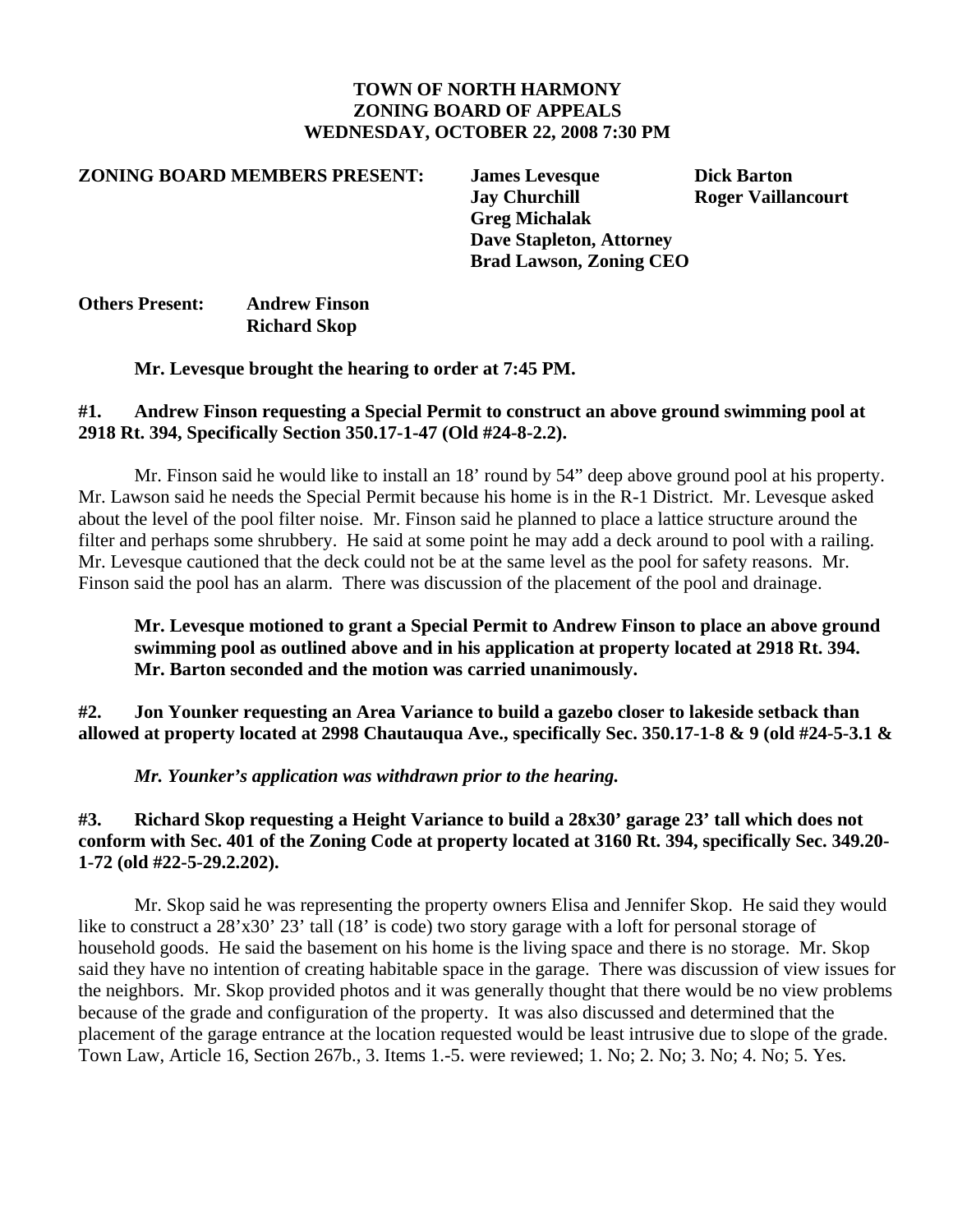**TOWN OF NORTH HARMONY**
**ZONING BOARD OF APPEALS**
**WEDNESDAY, OCTOBER 22, 2008 7:30 PM**

**ZONING BOARD MEMBERS PRESENT:** **James Levesque** **Dick Barton**
**Jay Churchill** **Roger Vaillancourt**
**Greg Michalak**
**Dave Stapleton, Attorney**
**Brad Lawson, Zoning CEO**

**Others Present:** **Andrew Finson**
**Richard Skop**

**Mr. Levesque brought the hearing to order at 7:45 PM.**

**#1. Andrew Finson requesting a Special Permit to construct an above ground swimming pool at 2918 Rt. 394, Specifically Section 350.17-1-47 (Old #24-8-2.2).**

Mr. Finson said he would like to install an 18' round by 54" deep above ground pool at his property. Mr. Lawson said he needs the Special Permit because his home is in the R-1 District. Mr. Levesque asked about the level of the pool filter noise. Mr. Finson said he planned to place a lattice structure around the filter and perhaps some shrubbery. He said at some point he may add a deck around to pool with a railing. Mr. Levesque cautioned that the deck could not be at the same level as the pool for safety reasons. Mr. Finson said the pool has an alarm. There was discussion of the placement of the pool and drainage.

**Mr. Levesque motioned to grant a Special Permit to Andrew Finson to place an above ground swimming pool as outlined above and in his application at property located at 2918 Rt. 394. Mr. Barton seconded and the motion was carried unanimously.**

**#2. Jon Younker requesting an Area Variance to build a gazebo closer to lakeside setback than allowed at property located at 2998 Chautauqua Ave., specifically Sec. 350.17-1-8 & 9 (old #24-5-3.1 &**

***Mr. Younker's application was withdrawn prior to the hearing.***

**#3. Richard Skop requesting a Height Variance to build a 28x30' garage 23' tall which does not conform with Sec. 401 of the Zoning Code at property located at 3160 Rt. 394, specifically Sec. 349.20-1-72 (old #22-5-29.2.202).**

Mr. Skop said he was representing the property owners Elisa and Jennifer Skop. He said they would like to construct a 28'x30' 23' tall (18' is code) two story garage with a loft for personal storage of household goods. He said the basement on his home is the living space and there is no storage. Mr. Skop said they have no intention of creating habitable space in the garage. There was discussion of view issues for the neighbors. Mr. Skop provided photos and it was generally thought that there would be no view problems because of the grade and configuration of the property. It was also discussed and determined that the placement of the garage entrance at the location requested would be least intrusive due to slope of the grade. Town Law, Article 16, Section 267b., 3. Items 1.-5. were reviewed; 1. No; 2. No; 3. No; 4. No; 5. Yes.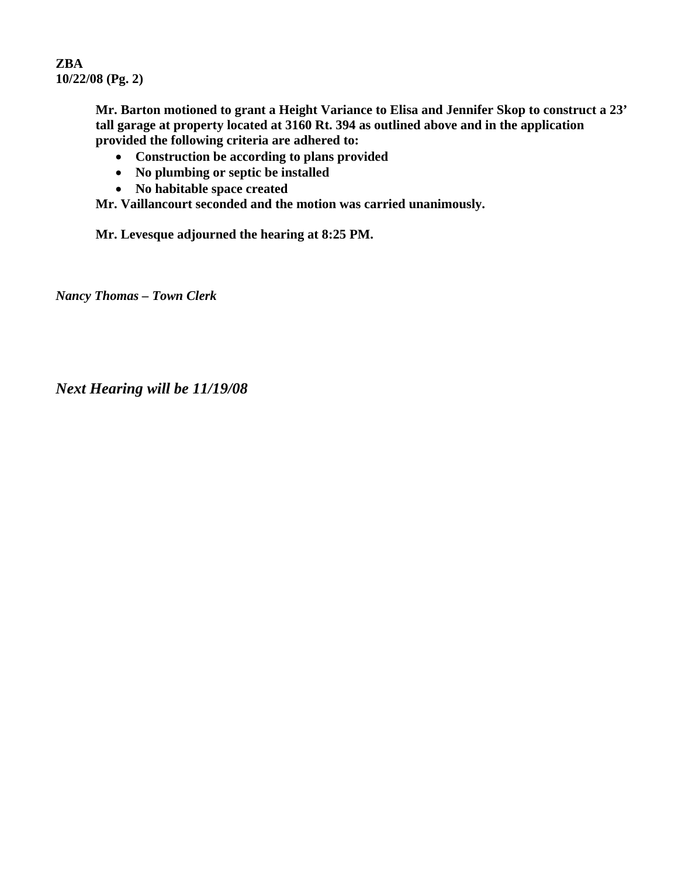**Mr. Barton motioned to grant a Height Variance to Elisa and Jennifer Skop to construct a 23' tall garage at property located at 3160 Rt. 394 as outlined above and in the application provided the following criteria are adhered to:**

- **Construction be according to plans provided**
- **No plumbing or septic be installed**
- **No habitable space created**

**Mr. Vaillancourt seconded and the motion was carried unanimously.**

**Mr. Levesque adjourned the hearing at 8:25 PM.**

***Nancy Thomas – Town Clerk***

***Next Hearing will be 11/19/08***